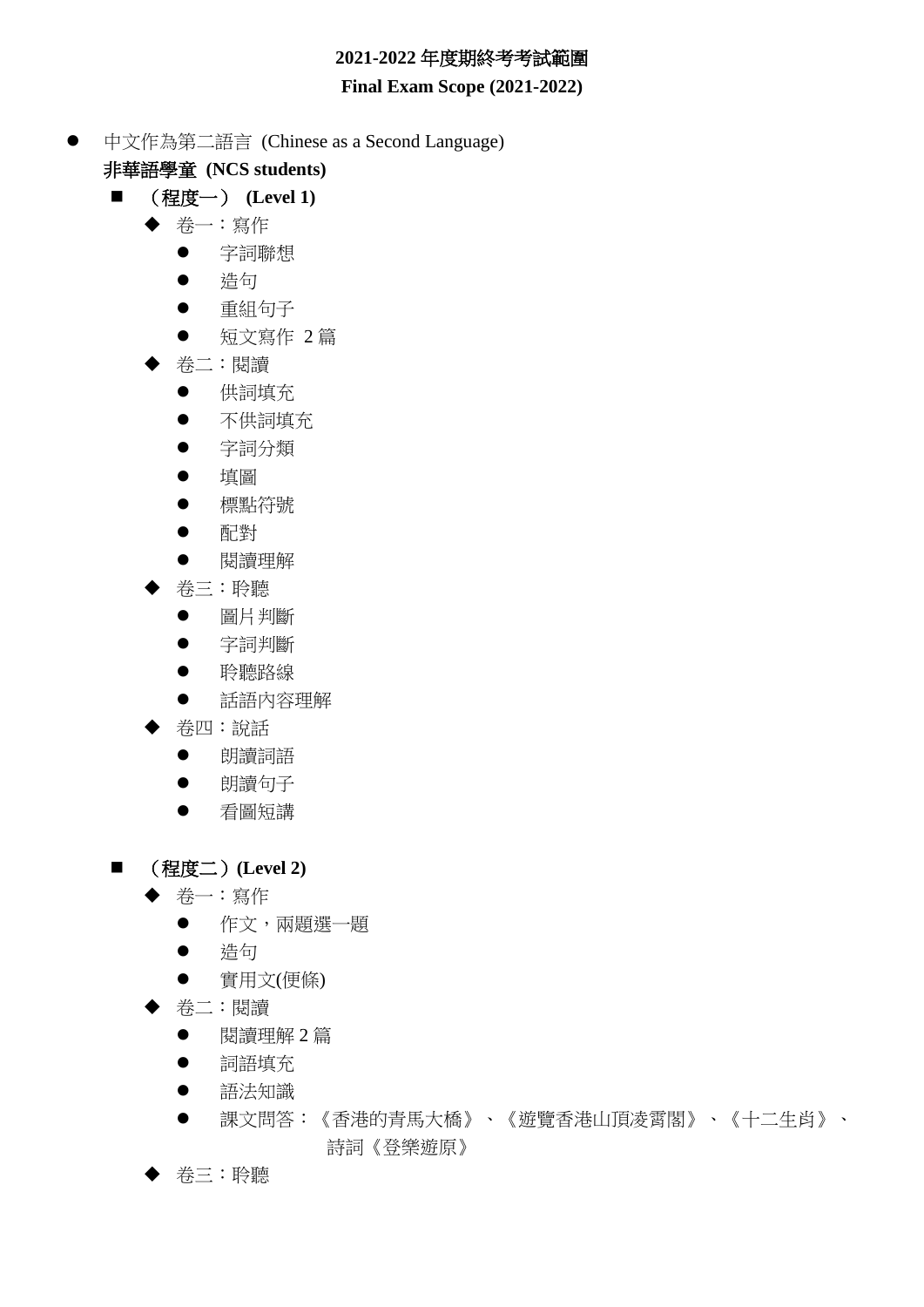**2021-2022 年度期終考考試範圍**

**Final Exam Scope (2021-2022)**

- 中文作為第二語言 (Chinese as a Second Language)
  **非華語學童 (NCS students)**
  - **（程度一） (Level 1)**
    - 卷一：寫作
      - 字詞聯想
      - 造句
      - 重組句子
      - 短文寫作 2 篇
    - 卷二：閱讀
      - 供詞填充
      - 不供詞填充
      - 字詞分類
      - 填圖
      - 標點符號
      - 配對
      - 閱讀理解
    - 卷三：聆聽
      - 圖片判斷
      - 字詞判斷
      - 聆聽路線
      - 話語內容理解
    - 卷四：說話
      - 朗讀詞語
      - 朗讀句子
      - 看圖短講
  - **（程度二）(Level 2)**
    - 卷一：寫作
      - 作文，兩題選一題
      - 造句
      - 實用文(便條)
    - 卷二：閱讀
      - 閱讀理解 2 篇
      - 詞語填充
      - 語法知識
      - 課文問答：《香港的青馬大橋》、《遊覽香港山頂凌霄閣》、《十二生肖》、詩詞《登樂遊原》
    - 卷三：聆聽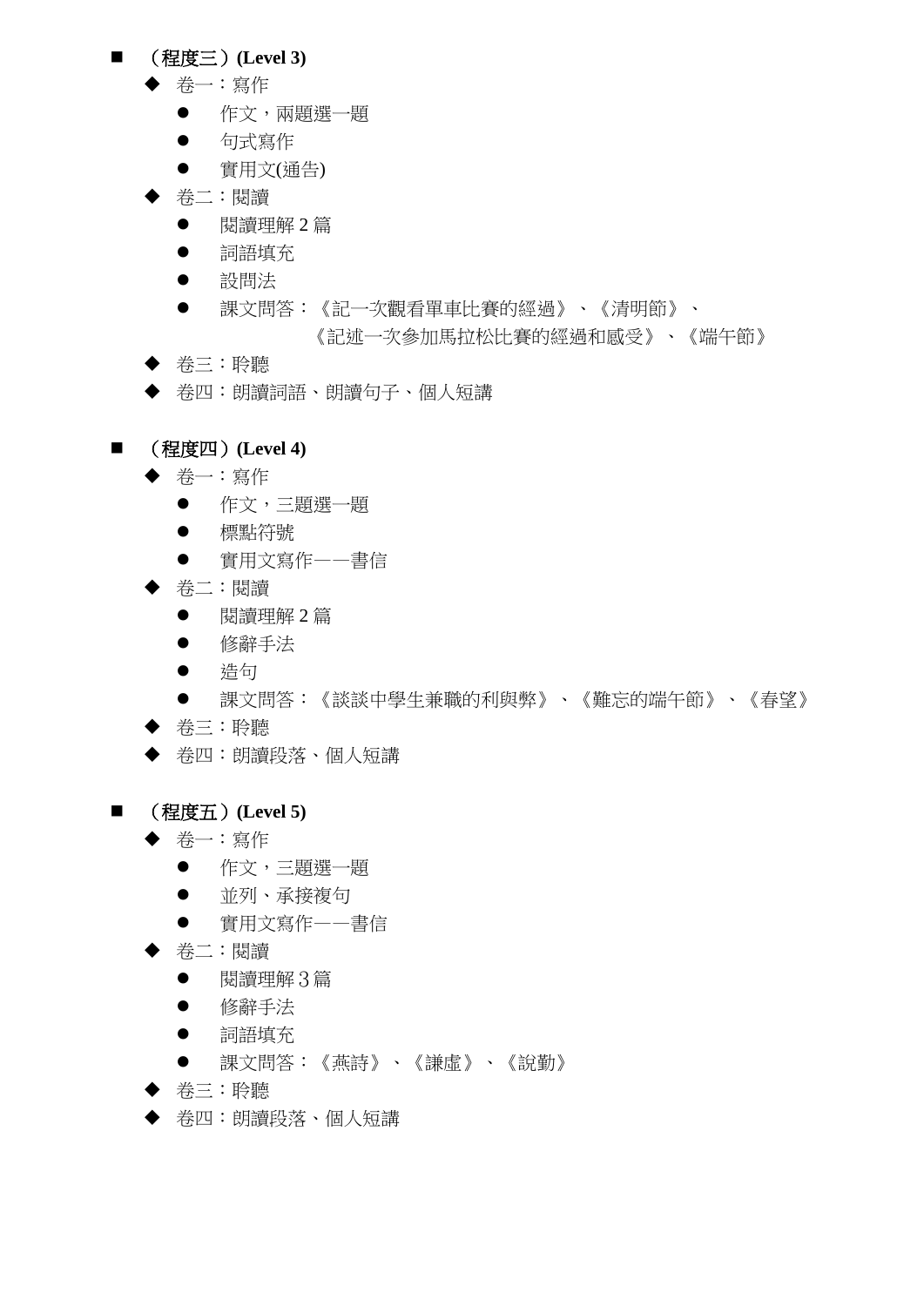- **（程度三）(Level 3)**
  - 卷一：寫作
    - 作文，兩題選一題
    - 句式寫作
    - 實用文(通告)
  - 卷二：閱讀
    - 閱讀理解 2 篇
    - 詞語填充
    - 設問法
    - 課文問答：《記一次觀看單車比賽的經過》、《清明節》、《記述一次參加馬拉松比賽的經過和感受》、《端午節》
  - 卷三：聆聽
  - 卷四：朗讀詞語、朗讀句子、個人短講

- **（程度四）(Level 4)**
  - 卷一：寫作
    - 作文，三題選一題
    - 標點符號
    - 實用文寫作——書信
  - 卷二：閱讀
    - 閱讀理解 2 篇
    - 修辭手法
    - 造句
    - 課文問答：《談談中學生兼職的利與弊》、《難忘的端午節》、《春望》
  - 卷三：聆聽
  - 卷四：朗讀段落、個人短講

- **（程度五）(Level 5)**
  - 卷一：寫作
    - 作文，三題選一題
    - 並列、承接複句
    - 實用文寫作——書信
  - 卷二：閱讀
    - 閱讀理解 3 篇
    - 修辭手法
    - 詞語填充
    - 課文問答：《燕詩》、《謙虛》、《說勤》
  - 卷三：聆聽
  - 卷四：朗讀段落、個人短講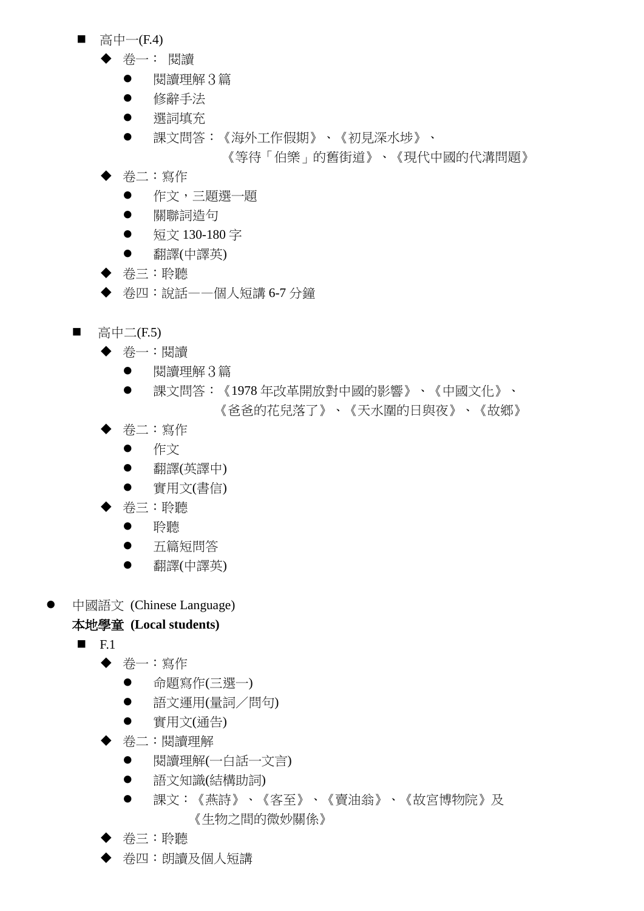- 高中一(F.4)
  - 卷一： 閱讀
    - 閱讀理解 3 篇
    - 修辭手法
    - 選詞填充
    - 課文問答：《海外工作假期》、《初見深水埗》、
      《等待「伯樂」的舊街道》、《現代中國的代溝問題》
  - 卷二：寫作
    - 作文，三題選一題
    - 關聯詞造句
    - 短文 130-180 字
    - 翻譯(中譯英)
  - 卷三：聆聽
  - 卷四：說話——個人短講 6-7 分鐘

- 高中二(F.5)
  - 卷一：閱讀
    - 閱讀理解 3 篇
    - 課文問答：《1978 年改革開放對中國的影響》、《中國文化》、
      《爸爸的花兒落了》、《天水圍的日與夜》、《故鄉》
  - 卷二：寫作
    - 作文
    - 翻譯(英譯中)
    - 實用文(書信)
  - 卷三：聆聽
    - 聆聽
    - 五篇短問答
    - 翻譯(中譯英)

- 中國語文 (Chinese Language)

  **本地學童 (Local students)**

  - F.1
    - 卷一：寫作
      - 命題寫作(三選一)
      - 語文運用(量詞／問句)
      - 實用文(通告)
    - 卷二：閱讀理解
      - 閱讀理解(一白話一文言)
      - 語文知識(結構助詞)
      - 課文：《燕詩》、《客至》、《賣油翁》、《故宮博物院》及
        《生物之間的微妙關係》
    - 卷三：聆聽
    - 卷四：朗讀及個人短講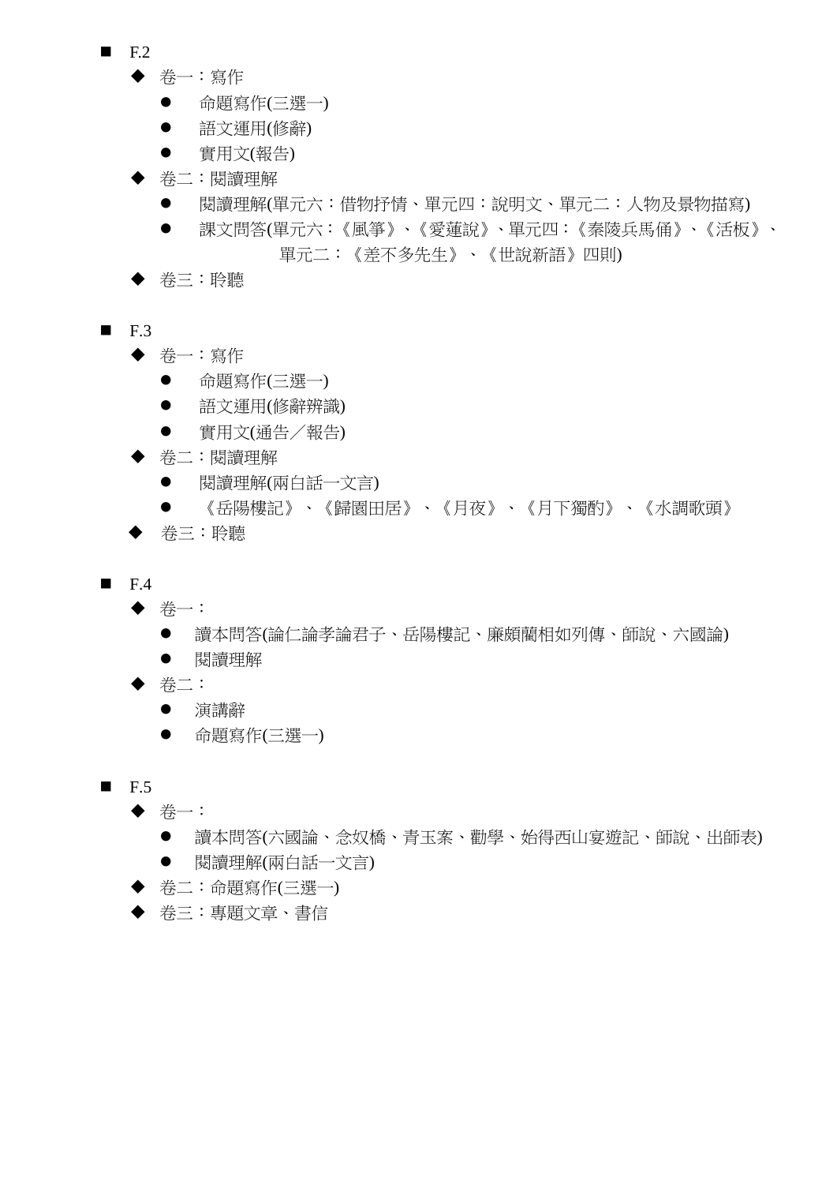- F.2
  - 卷一：寫作
    - 命題寫作(三選一)
    - 語文運用(修辭)
    - 實用文(報告)
  - 卷二：閱讀理解
    - 閱讀理解(單元六：借物抒情、單元四：說明文、單元二：人物及景物描寫)
    - 課文問答(單元六：《風箏》、《愛蓮說》、單元四：《秦陵兵馬俑》、《活板》、單元二：《差不多先生》、《世說新語》四則)
  - 卷三：聆聽

- F.3
  - 卷一：寫作
    - 命題寫作(三選一)
    - 語文運用(修辭辨識)
    - 實用文(通告／報告)
  - 卷二：閱讀理解
    - 閱讀理解(兩白話一文言)
    - 《岳陽樓記》、《歸園田居》、《月夜》、《月下獨酌》、《水調歌頭》
  - 卷三：聆聽

- F.4
  - 卷一：
    - 讀本問答(論仁論孝論君子、岳陽樓記、廉頗藺相如列傳、師說、六國論)
    - 閱讀理解
  - 卷二：
    - 演講辭
    - 命題寫作(三選一)

- F.5
  - 卷一：
    - 讀本問答(六國論、念奴橋、青玉案、勸學、始得西山宴遊記、師說、出師表)
    - 閱讀理解(兩白話一文言)
  - 卷二：命題寫作(三選一)
  - 卷三：專題文章、書信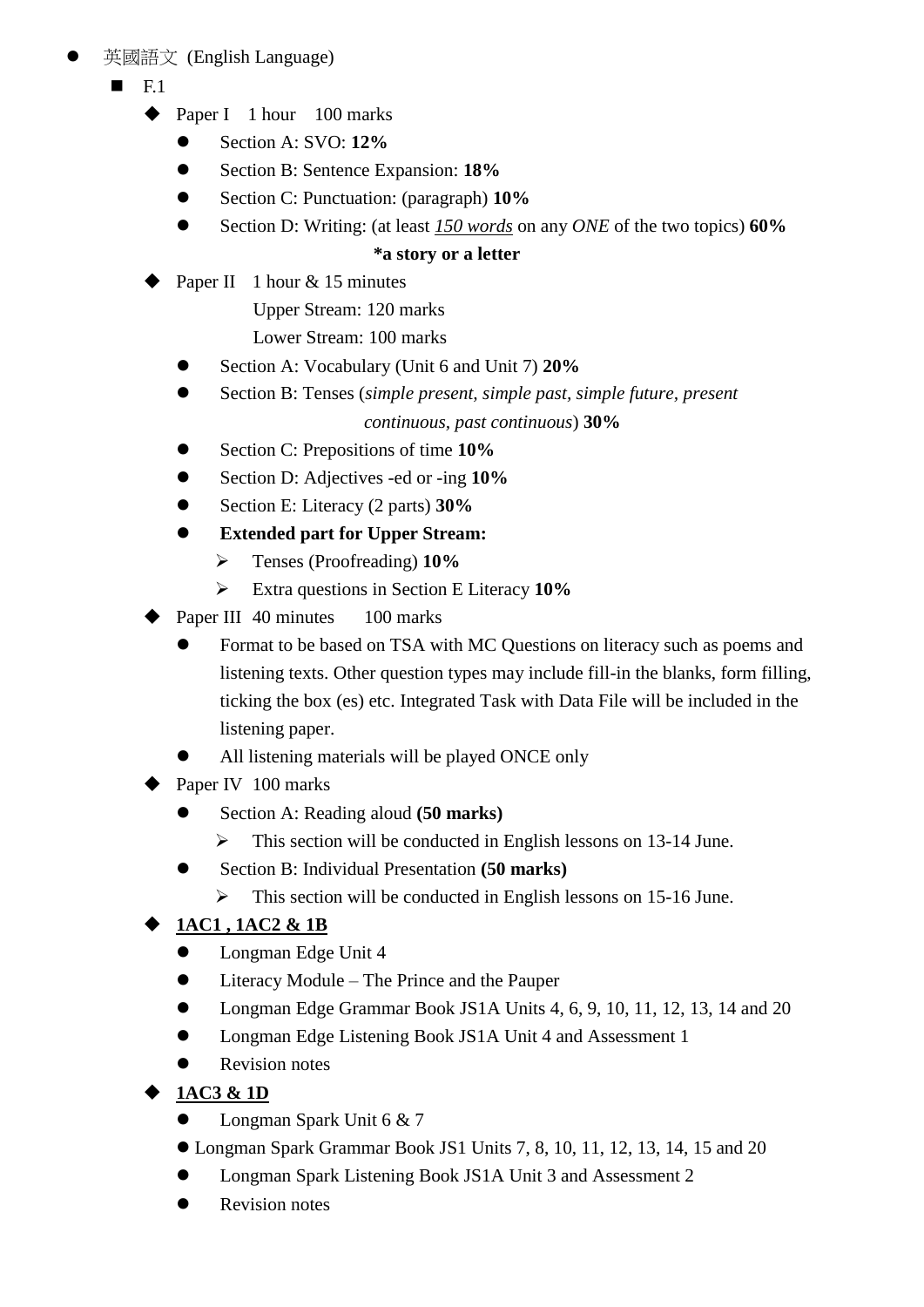- 英國語文 (English Language)
  - F.1
    - Paper I   1 hour   100 marks
      - Section A: SVO: **12%**
      - Section B: Sentence Expansion: **18%**
      - Section C: Punctuation: (paragraph) **10%**
      - Section D: Writing: (at least *150 words* on any *ONE* of the two topics) **60%**

        **\*a story or a letter**
    - Paper II   1 hour & 15 minutes

      Upper Stream: 120 marks

      Lower Stream: 100 marks
      - Section A: Vocabulary (Unit 6 and Unit 7) **20%**
      - Section B: Tenses (*simple present*, *simple past*, *simple future*, *present continuous*, *past continuous*) **30%**
      - Section C: Prepositions of time **10%**
      - Section D: Adjectives -ed or -ing **10%**
      - Section E: Literacy (2 parts) **30%**
      - **Extended part for Upper Stream:**
        - Tenses (Proofreading) **10%**
        - Extra questions in Section E Literacy **10%**
    - Paper III  40 minutes   100 marks
      - Format to be based on TSA with MC Questions on literacy such as poems and listening texts. Other question types may include fill-in the blanks, form filling, ticking the box (es) etc. Integrated Task with Data File will be included in the listening paper.
      - All listening materials will be played ONCE only
    - Paper IV  100 marks
      - Section A: Reading aloud **(50 marks)**
        - This section will be conducted in English lessons on 13-14 June.
      - Section B: Individual Presentation **(50 marks)**
        - This section will be conducted in English lessons on 15-16 June.
    - **1AC1 , 1AC2 & 1B**
      - Longman Edge Unit 4
      - Literacy Module – The Prince and the Pauper
      - Longman Edge Grammar Book JS1A Units 4, 6, 9, 10, 11, 12, 13, 14 and 20
      - Longman Edge Listening Book JS1A Unit 4 and Assessment 1
      - Revision notes
    - **1AC3 & 1D**
      - Longman Spark Unit 6 & 7
      - Longman Spark Grammar Book JS1 Units 7, 8, 10, 11, 12, 13, 14, 15 and 20
      - Longman Spark Listening Book JS1A Unit 3 and Assessment 2
      - Revision notes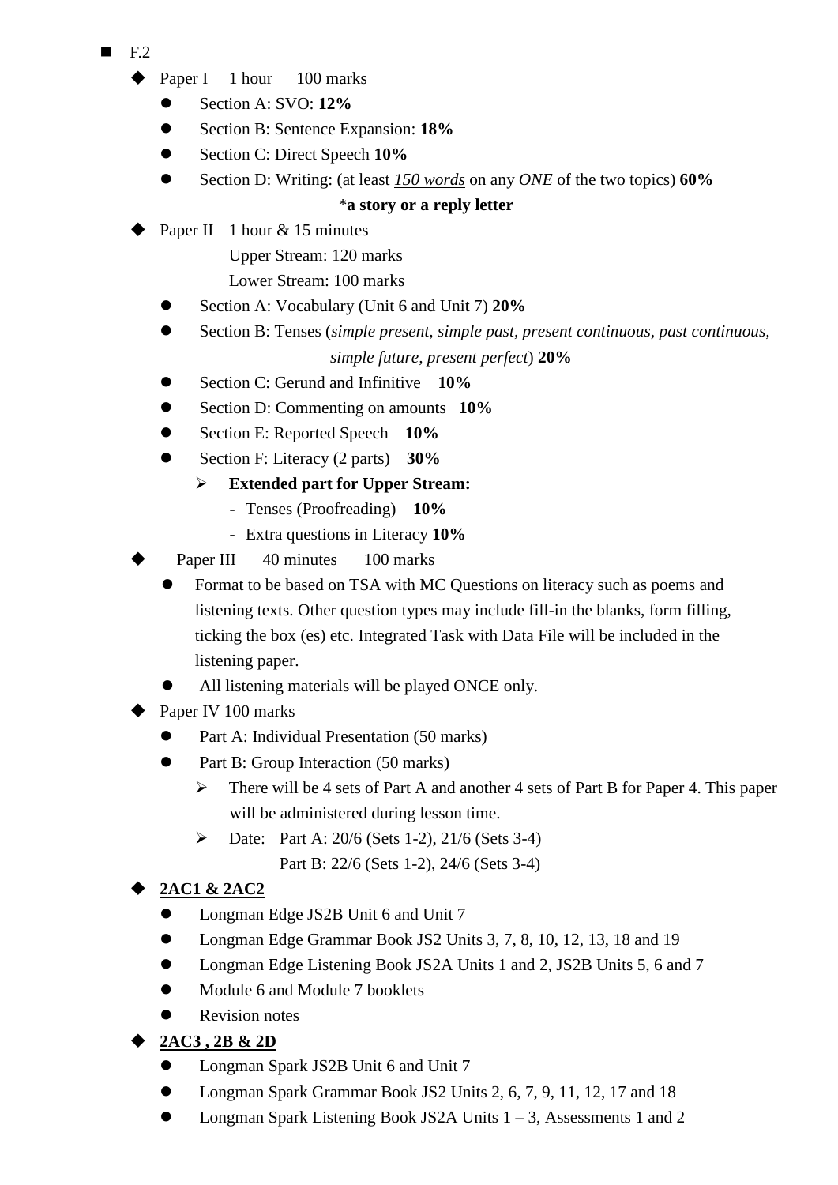- F.2
  - Paper I 1 hour 100 marks
    - Section A: SVO: **12%**
    - Section B: Sentence Expansion: **18%**
    - Section C: Direct Speech **10%**
    - Section D: Writing: (at least *150 words* on any *ONE* of the two topics) **60%**

      *__a story or a reply letter__
  - Paper II 1 hour & 15 minutes

    Upper Stream: 120 marks

    Lower Stream: 100 marks
    - Section A: Vocabulary (Unit 6 and Unit 7) **20%**
    - Section B: Tenses (*simple present, simple past, present continuous, past continuous, simple future, present perfect*) **20%**
    - Section C: Gerund and Infinitive **10%**
    - Section D: Commenting on amounts **10%**
    - Section E: Reported Speech **10%**
    - Section F: Literacy (2 parts) **30%**
      - **Extended part for Upper Stream:**
        - Tenses (Proofreading) **10%**
        - Extra questions in Literacy **10%**
  - Paper III 40 minutes 100 marks
    - Format to be based on TSA with MC Questions on literacy such as poems and listening texts. Other question types may include fill-in the blanks, form filling, ticking the box (es) etc. Integrated Task with Data File will be included in the listening paper.
    - All listening materials will be played ONCE only.
  - Paper IV 100 marks
    - Part A: Individual Presentation (50 marks)
    - Part B: Group Interaction (50 marks)
      - There will be 4 sets of Part A and another 4 sets of Part B for Paper 4. This paper will be administered during lesson time.
      - Date: Part A: 20/6 (Sets 1-2), 21/6 (Sets 3-4)

        Part B: 22/6 (Sets 1-2), 24/6 (Sets 3-4)
  - **2AC1 & 2AC2**
    - Longman Edge JS2B Unit 6 and Unit 7
    - Longman Edge Grammar Book JS2 Units 3, 7, 8, 10, 12, 13, 18 and 19
    - Longman Edge Listening Book JS2A Units 1 and 2, JS2B Units 5, 6 and 7
    - Module 6 and Module 7 booklets
    - Revision notes
  - **2AC3 , 2B & 2D**
    - Longman Spark JS2B Unit 6 and Unit 7
    - Longman Spark Grammar Book JS2 Units 2, 6, 7, 9, 11, 12, 17 and 18
    - Longman Spark Listening Book JS2A Units 1 – 3, Assessments 1 and 2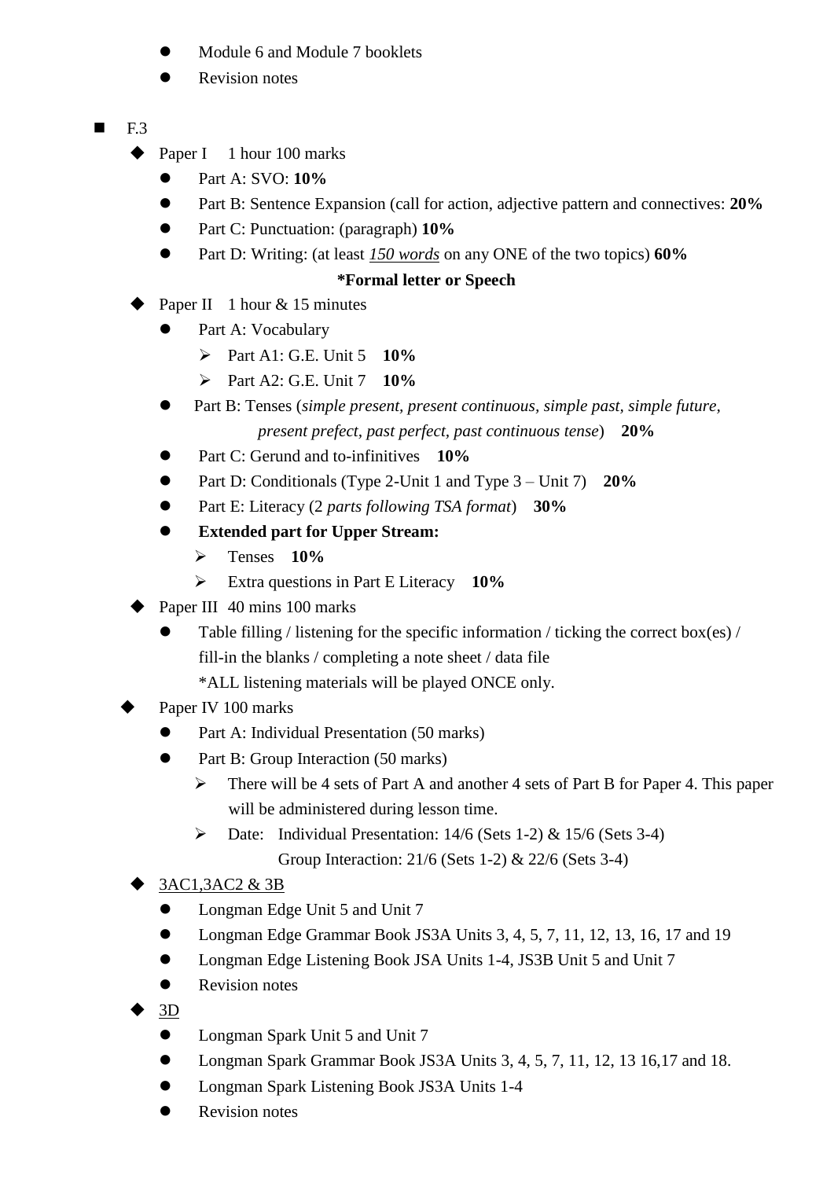- Module 6 and Module 7 booklets
- Revision notes

- F.3
  - Paper I 1 hour 100 marks
    - Part A: SVO: **10%**
    - Part B: Sentence Expansion (call for action, adjective pattern and connectives: **20%**
    - Part C: Punctuation: (paragraph) **10%**
    - Part D: Writing: (at least *150 words* on any ONE of the two topics) **60%**

      **\*Formal letter or Speech**
  - Paper II 1 hour & 15 minutes
    - Part A: Vocabulary
      - Part A1: G.E. Unit 5 **10%**
      - Part A2: G.E. Unit 7 **10%**
    - Part B: Tenses (*simple present, present continuous, simple past, simple future, present prefect, past perfect, past continuous tense*) **20%**
    - Part C: Gerund and to-infinitives **10%**
    - Part D: Conditionals (Type 2-Unit 1 and Type 3 – Unit 7) **20%**
    - Part E: Literacy (2 *parts following TSA format*) **30%**
    - **Extended part for Upper Stream:**
      - Tenses **10%**
      - Extra questions in Part E Literacy **10%**
  - Paper III 40 mins 100 marks
    - Table filling / listening for the specific information / ticking the correct box(es) / fill-in the blanks / completing a note sheet / data file

      \*ALL listening materials will be played ONCE only.
  - Paper IV 100 marks
    - Part A: Individual Presentation (50 marks)
    - Part B: Group Interaction (50 marks)
      - There will be 4 sets of Part A and another 4 sets of Part B for Paper 4. This paper will be administered during lesson time.
      - Date: Individual Presentation: 14/6 (Sets 1-2) & 15/6 (Sets 3-4)

        Group Interaction: 21/6 (Sets 1-2) & 22/6 (Sets 3-4)
  - <u>3AC1,3AC2 & 3B</u>
    - Longman Edge Unit 5 and Unit 7
    - Longman Edge Grammar Book JS3A Units 3, 4, 5, 7, 11, 12, 13, 16, 17 and 19
    - Longman Edge Listening Book JSA Units 1-4, JS3B Unit 5 and Unit 7
    - Revision notes
  - <u>3D</u>
    - Longman Spark Unit 5 and Unit 7
    - Longman Spark Grammar Book JS3A Units 3, 4, 5, 7, 11, 12, 13 16,17 and 18.
    - Longman Spark Listening Book JS3A Units 1-4
    - Revision notes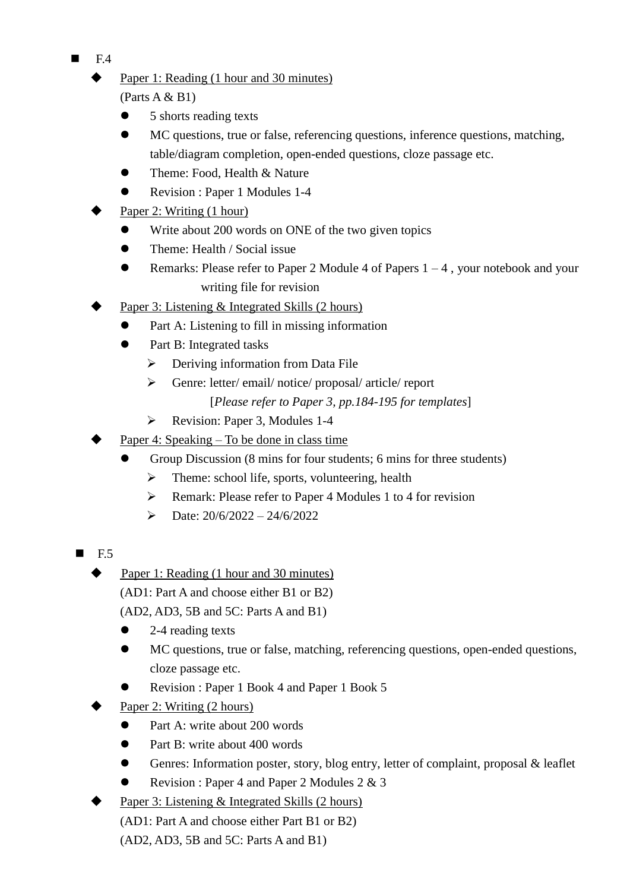- F.4
  - <u>Paper 1: Reading (1 hour and 30 minutes)</u>
    (Parts A & B1)
    - 5 shorts reading texts
    - MC questions, true or false, referencing questions, inference questions, matching, table/diagram completion, open-ended questions, cloze passage etc.
    - Theme: Food, Health & Nature
    - Revision : Paper 1 Modules 1-4
  - <u>Paper 2: Writing (1 hour)</u>
    - Write about 200 words on ONE of the two given topics
    - Theme: Health / Social issue
    - Remarks: Please refer to Paper 2 Module 4 of Papers 1 – 4 , your notebook and your writing file for revision
  - <u>Paper 3: Listening & Integrated Skills (2 hours)</u>
    - Part A: Listening to fill in missing information
    - Part B: Integrated tasks
      - Deriving information from Data File
      - Genre: letter/ email/ notice/ proposal/ article/ report
        [*Please refer to Paper 3, pp.184-195 for templates*]
      - Revision: Paper 3, Modules 1-4
  - <u>Paper 4: Speaking – To be done in class time</u>
    - Group Discussion (8 mins for four students; 6 mins for three students)
      - Theme: school life, sports, volunteering, health
      - Remark: Please refer to Paper 4 Modules 1 to 4 for revision
      - Date: 20/6/2022 – 24/6/2022

- F.5
  - <u>Paper 1: Reading (1 hour and 30 minutes)</u>
    (AD1: Part A and choose either B1 or B2)
    (AD2, AD3, 5B and 5C: Parts A and B1)
    - 2-4 reading texts
    - MC questions, true or false, matching, referencing questions, open-ended questions, cloze passage etc.
    - Revision : Paper 1 Book 4 and Paper 1 Book 5
  - <u>Paper 2: Writing (2 hours)</u>
    - Part A: write about 200 words
    - Part B: write about 400 words
    - Genres: Information poster, story, blog entry, letter of complaint, proposal & leaflet
    - Revision : Paper 4 and Paper 2 Modules 2 & 3
  - <u>Paper 3: Listening & Integrated Skills (2 hours)</u>
    (AD1: Part A and choose either Part B1 or B2)
    (AD2, AD3, 5B and 5C: Parts A and B1)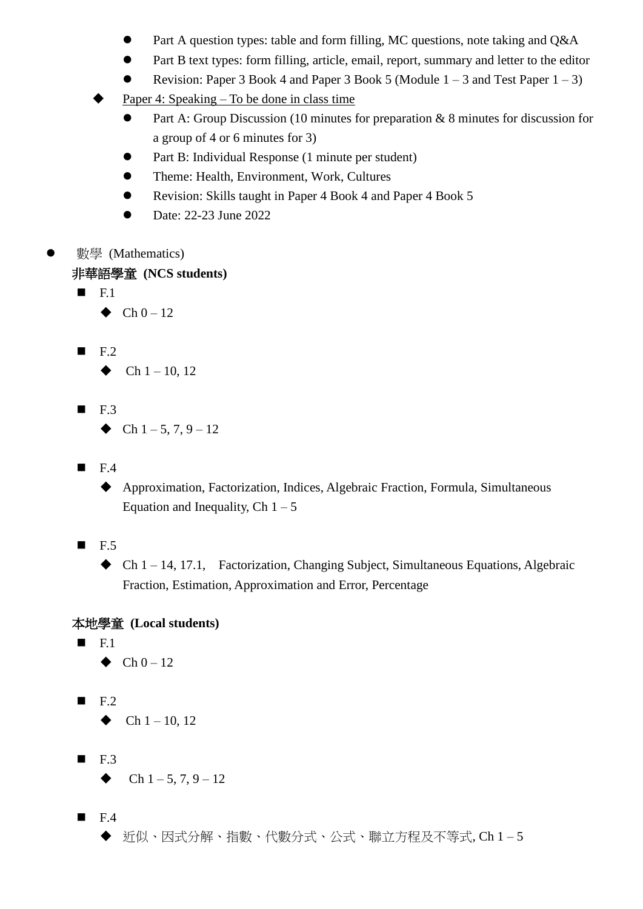- Part A question types: table and form filling, MC questions, note taking and Q&A
- Part B text types: form filling, article, email, report, summary and letter to the editor
- Revision: Paper 3 Book 4 and Paper 3 Book 5 (Module 1 – 3 and Test Paper 1 – 3)

- Paper 4: Speaking – To be done in class time
  - Part A: Group Discussion (10 minutes for preparation & 8 minutes for discussion for a group of 4 or 6 minutes for 3)
  - Part B: Individual Response (1 minute per student)
  - Theme: Health, Environment, Work, Cultures
  - Revision: Skills taught in Paper 4 Book 4 and Paper 4 Book 5
  - Date: 22-23 June 2022

- 數學 (Mathematics)

  **非華語學童 (NCS students)**

  - F.1
    - Ch 0 – 12
  - F.2
    - Ch 1 – 10, 12
  - F.3
    - Ch 1 – 5, 7, 9 – 12
  - F.4
    - Approximation, Factorization, Indices, Algebraic Fraction, Formula, Simultaneous Equation and Inequality, Ch 1 – 5
  - F.5
    - Ch 1 – 14, 17.1, Factorization, Changing Subject, Simultaneous Equations, Algebraic Fraction, Estimation, Approximation and Error, Percentage

  **本地學童 (Local students)**

  - F.1
    - Ch 0 – 12
  - F.2
    - Ch 1 – 10, 12
  - F.3
    - Ch 1 – 5, 7, 9 – 12
  - F.4
    - 近似、因式分解、指數、代數分式、公式、聯立方程及不等式, Ch 1 – 5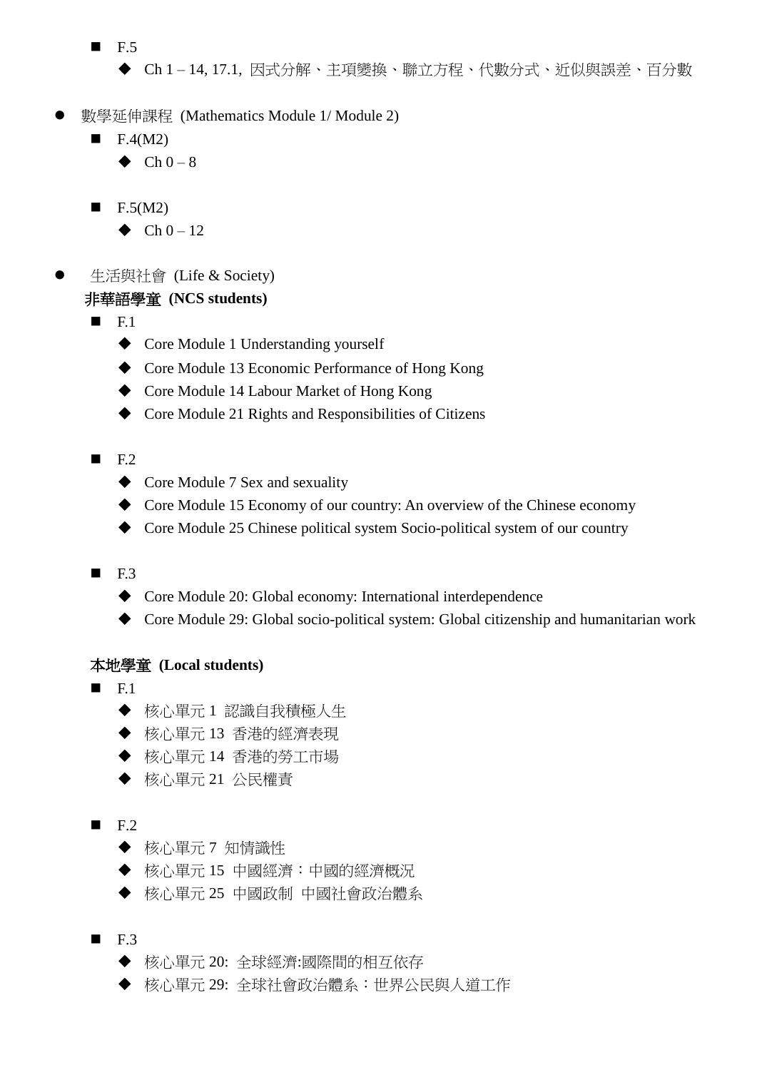- F.5
  - Ch 1 – 14, 17.1, 因式分解、主項變換、聯立方程、代數分式、近似與誤差、百分數

- 數學延伸課程 (Mathematics Module 1/ Module 2)
  - F.4(M2)
    - Ch 0 – 8
  - F.5(M2)
    - Ch 0 – 12

- 生活與社會 (Life & Society)

**非華語學童 (NCS students)**

- F.1
  - Core Module 1 Understanding yourself
  - Core Module 13 Economic Performance of Hong Kong
  - Core Module 14 Labour Market of Hong Kong
  - Core Module 21 Rights and Responsibilities of Citizens
- F.2
  - Core Module 7 Sex and sexuality
  - Core Module 15 Economy of our country: An overview of the Chinese economy
  - Core Module 25 Chinese political system Socio-political system of our country
- F.3
  - Core Module 20: Global economy: International interdependence
  - Core Module 29: Global socio-political system: Global citizenship and humanitarian work

**本地學童 (Local students)**

- F.1
  - 核心單元 1 認識自我積極人生
  - 核心單元 13 香港的經濟表現
  - 核心單元 14 香港的勞工市場
  - 核心單元 21 公民權責
- F.2
  - 核心單元 7 知情識性
  - 核心單元 15 中國經濟：中國的經濟概況
  - 核心單元 25 中國政制 中國社會政治體系
- F.3
  - 核心單元 20: 全球經濟:國際間的相互依存
  - 核心單元 29: 全球社會政治體系：世界公民與人道工作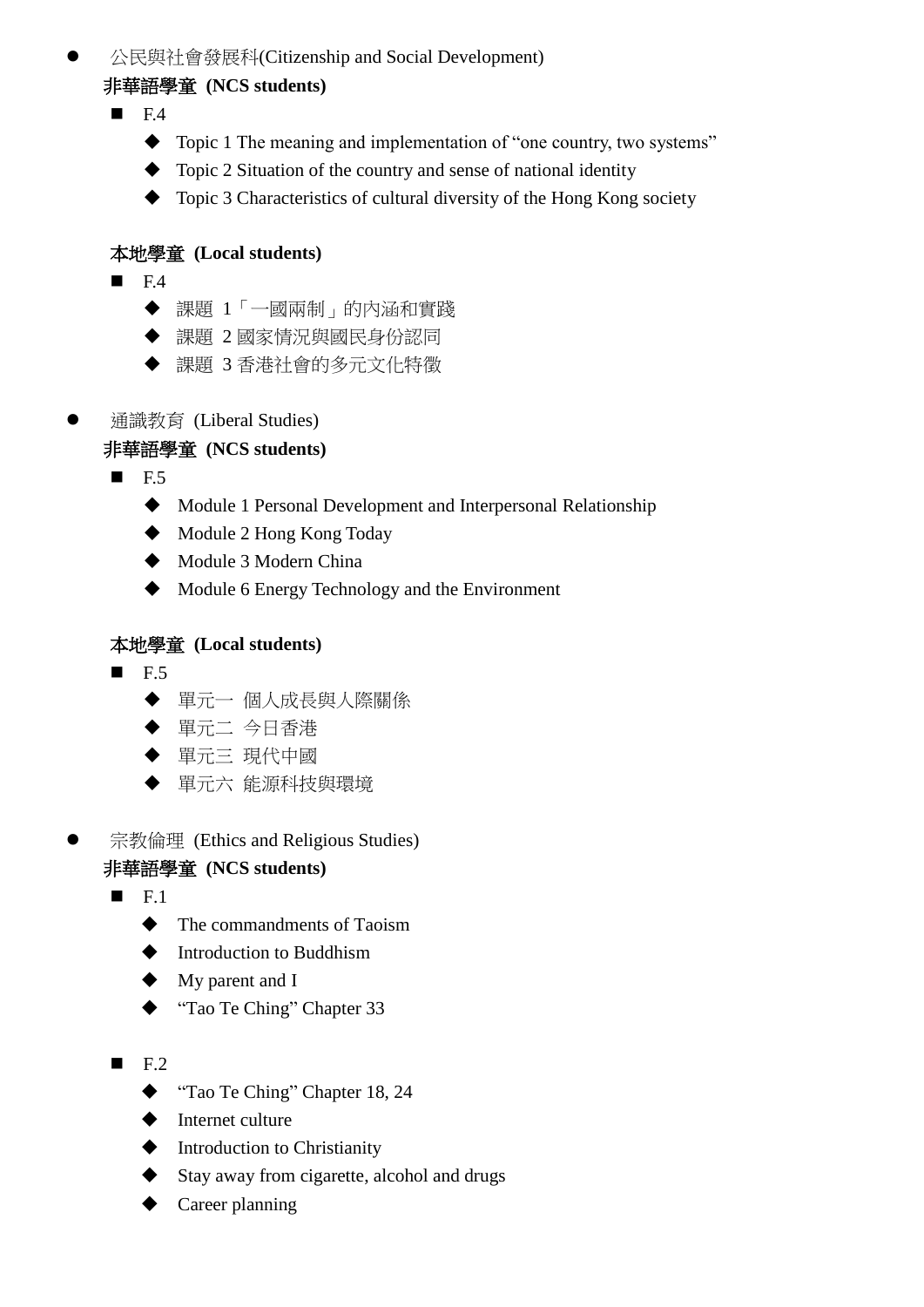- 公民與社會發展科(Citizenship and Social Development)

  **非華語學童 (NCS students)**

  - F.4
    - Topic 1 The meaning and implementation of “one country, two systems”
    - Topic 2 Situation of the country and sense of national identity
    - Topic 3 Characteristics of cultural diversity of the Hong Kong society

  **本地學童 (Local students)**

  - F.4
    - 課題 1「一國兩制」的內涵和實踐
    - 課題 2 國家情況與國民身份認同
    - 課題 3 香港社會的多元文化特徵

- 通識教育 (Liberal Studies)

  **非華語學童 (NCS students)**

  - F.5
    - Module 1 Personal Development and Interpersonal Relationship
    - Module 2 Hong Kong Today
    - Module 3 Modern China
    - Module 6 Energy Technology and the Environment

  **本地學童 (Local students)**

  - F.5
    - 單元一 個人成長與人際關係
    - 單元二 今日香港
    - 單元三 現代中國
    - 單元六 能源科技與環境

- 宗教倫理 (Ethics and Religious Studies)

  **非華語學童 (NCS students)**

  - F.1
    - The commandments of Taoism
    - Introduction to Buddhism
    - My parent and I
    - “Tao Te Ching” Chapter 33

  - F.2
    - “Tao Te Ching” Chapter 18, 24
    - Internet culture
    - Introduction to Christianity
    - Stay away from cigarette, alcohol and drugs
    - Career planning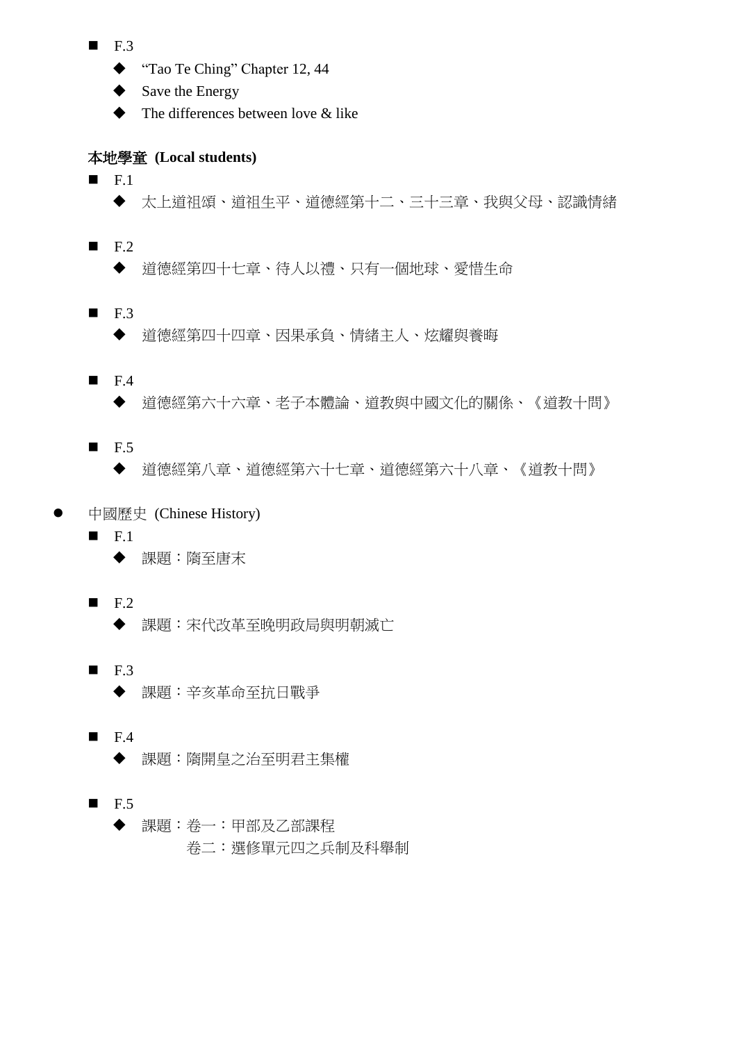- F.3
  - “Tao Te Ching” Chapter 12, 44
  - Save the Energy
  - The differences between love & like

**本地學童 (Local students)**

- F.1
  - 太上道祖頌、道祖生平、道德經第十二、三十三章、我與父母、認識情緒

- F.2
  - 道德經第四十七章、待人以禮、只有一個地球、愛惜生命

- F.3
  - 道德經第四十四章、因果承負、情緒主人、炫耀與養晦

- F.4
  - 道德經第六十六章、老子本體論、道教與中國文化的關係、《道教十問》

- F.5
  - 道德經第八章、道德經第六十七章、道德經第六十八章、《道教十問》

- 中國歷史 (Chinese History)
  - F.1
    - 課題：隋至唐末

  - F.2
    - 課題：宋代改革至晚明政局與明朝滅亡

  - F.3
    - 課題：辛亥革命至抗日戰爭

  - F.4
    - 課題：隋開皇之治至明君主集權

  - F.5
    - 課題：卷一：甲部及乙部課程  
      卷二：選修單元四之兵制及科舉制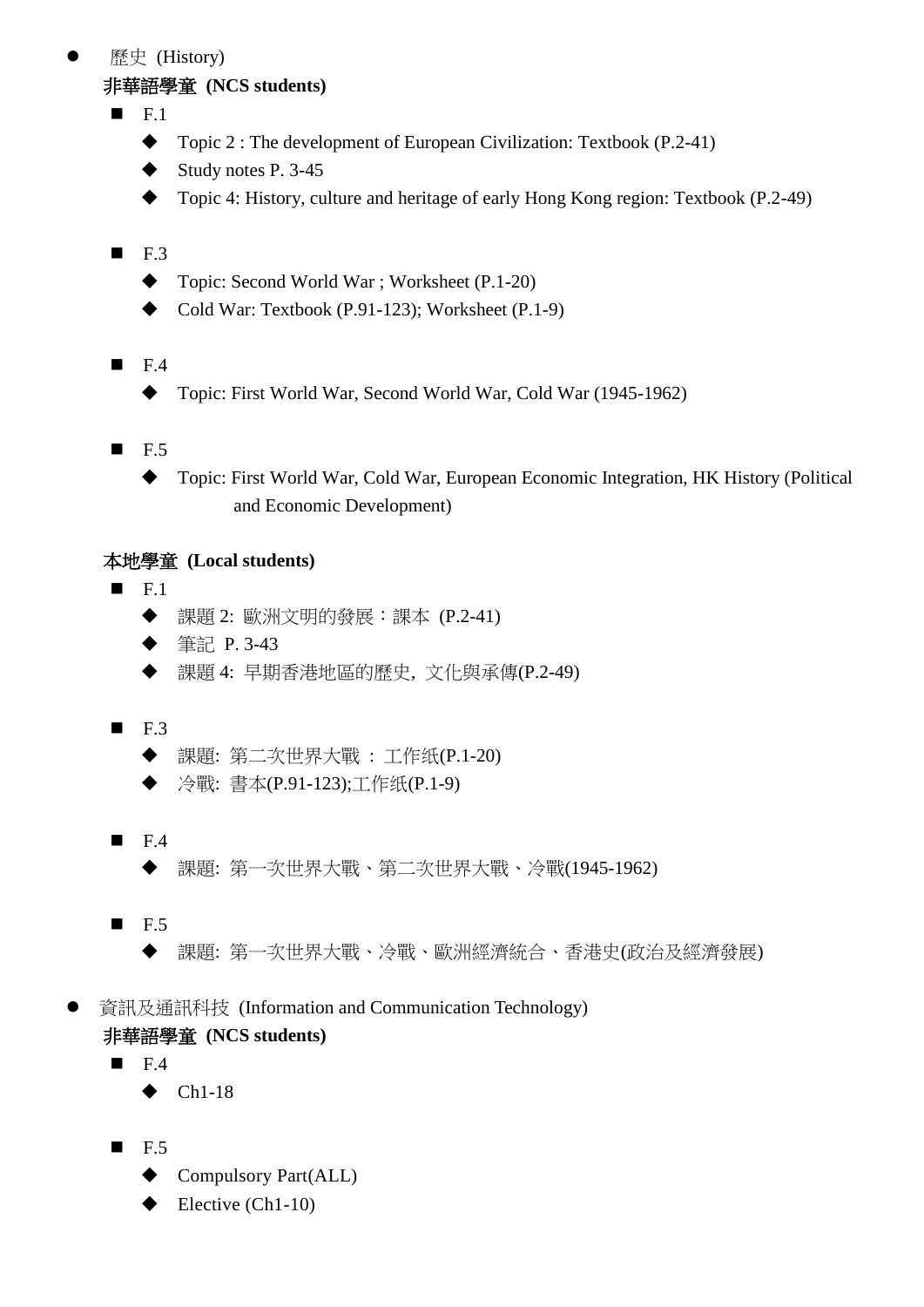- 歷史 (History)

**非華語學童 (NCS students)**

- F.1
  - Topic 2 : The development of European Civilization: Textbook (P.2-41)
  - Study notes P. 3-45
  - Topic 4: History, culture and heritage of early Hong Kong region: Textbook (P.2-49)

- F.3
  - Topic: Second World War ; Worksheet (P.1-20)
  - Cold War: Textbook (P.91-123); Worksheet (P.1-9)

- F.4
  - Topic: First World War, Second World War, Cold War (1945-1962)

- F.5
  - Topic: First World War, Cold War, European Economic Integration, HK History (Political and Economic Development)

**本地學童 (Local students)**

- F.1
  - 課題 2: 歐洲文明的發展：課本 (P.2-41)
  - 筆記 P. 3-43
  - 課題 4: 早期香港地區的歷史, 文化與承傳(P.2-49)

- F.3
  - 課題: 第二次世界大戰 : 工作紙(P.1-20)
  - 冷戰: 書本(P.91-123);工作紙(P.1-9)

- F.4
  - 課題: 第一次世界大戰、第二次世界大戰、冷戰(1945-1962)

- F.5
  - 課題: 第一次世界大戰、冷戰、歐洲經濟統合、香港史(政治及經濟發展)

- 資訊及通訊科技 (Information and Communication Technology)

**非華語學童 (NCS students)**

- F.4
  - Ch1-18

- F.5
  - Compulsory Part(ALL)
  - Elective (Ch1-10)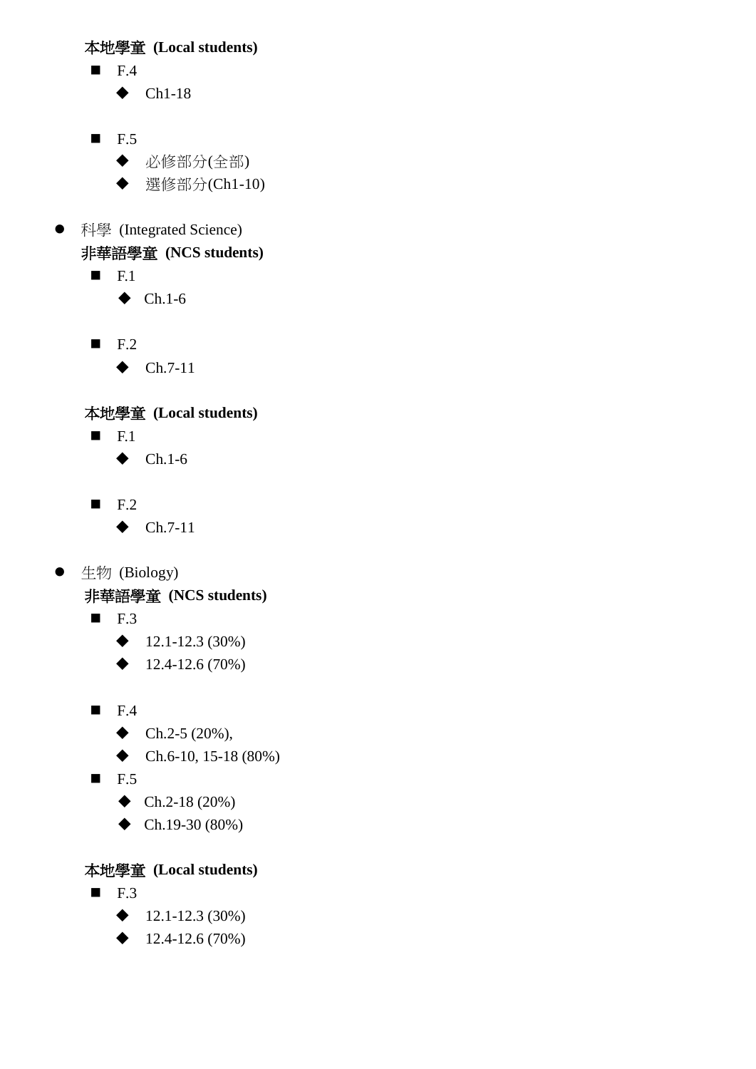**本地學童 (Local students)**

- F.4
  - Ch1-18

- F.5
  - 必修部分(全部)
  - 選修部分(Ch1-10)

- 科學 (Integrated Science)

  **非華語學童 (NCS students)**

  - F.1
    - Ch.1-6

  - F.2
    - Ch.7-11

  **本地學童 (Local students)**

  - F.1
    - Ch.1-6

  - F.2
    - Ch.7-11

- 生物 (Biology)

  **非華語學童 (NCS students)**

  - F.3
    - 12.1-12.3 (30%)
    - 12.4-12.6 (70%)

  - F.4
    - Ch.2-5 (20%),
    - Ch.6-10, 15-18 (80%)
  - F.5
    - Ch.2-18 (20%)
    - Ch.19-30 (80%)

  **本地學童 (Local students)**

  - F.3
    - 12.1-12.3 (30%)
    - 12.4-12.6 (70%)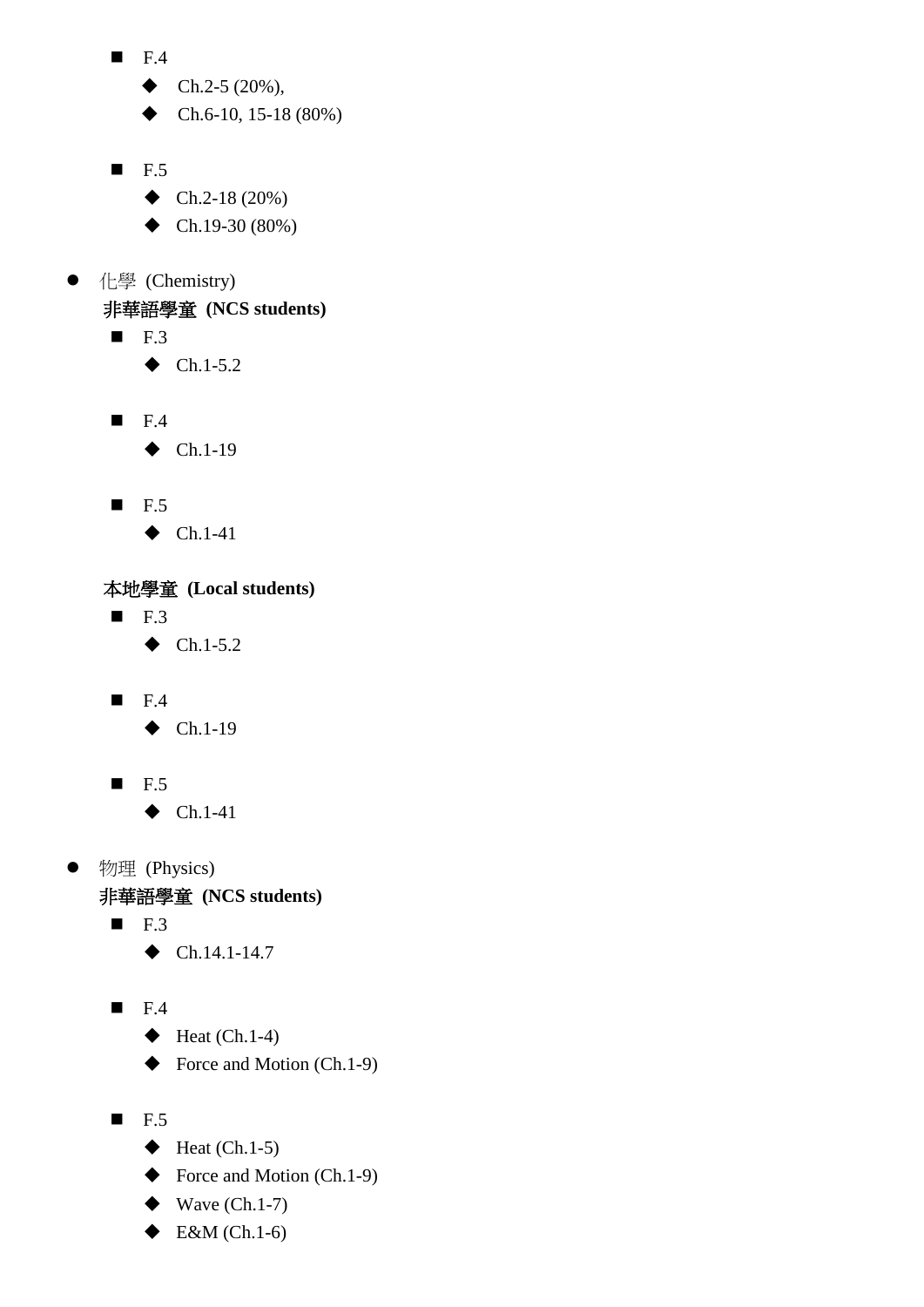- F.4
    - Ch.2-5 (20%),
    - Ch.6-10, 15-18 (80%)

- F.5
    - Ch.2-18 (20%)
    - Ch.19-30 (80%)

- 化學 (Chemistry)

  **非華語學童 (NCS students)**

  - F.3
    - Ch.1-5.2

  - F.4
    - Ch.1-19

  - F.5
    - Ch.1-41

  **本地學童 (Local students)**

  - F.3
    - Ch.1-5.2

  - F.4
    - Ch.1-19

  - F.5
    - Ch.1-41

- 物理 (Physics)

  **非華語學童 (NCS students)**

  - F.3
    - Ch.14.1-14.7

  - F.4
    - Heat (Ch.1-4)
    - Force and Motion (Ch.1-9)

  - F.5
    - Heat (Ch.1-5)
    - Force and Motion (Ch.1-9)
    - Wave (Ch.1-7)
    - E&M (Ch.1-6)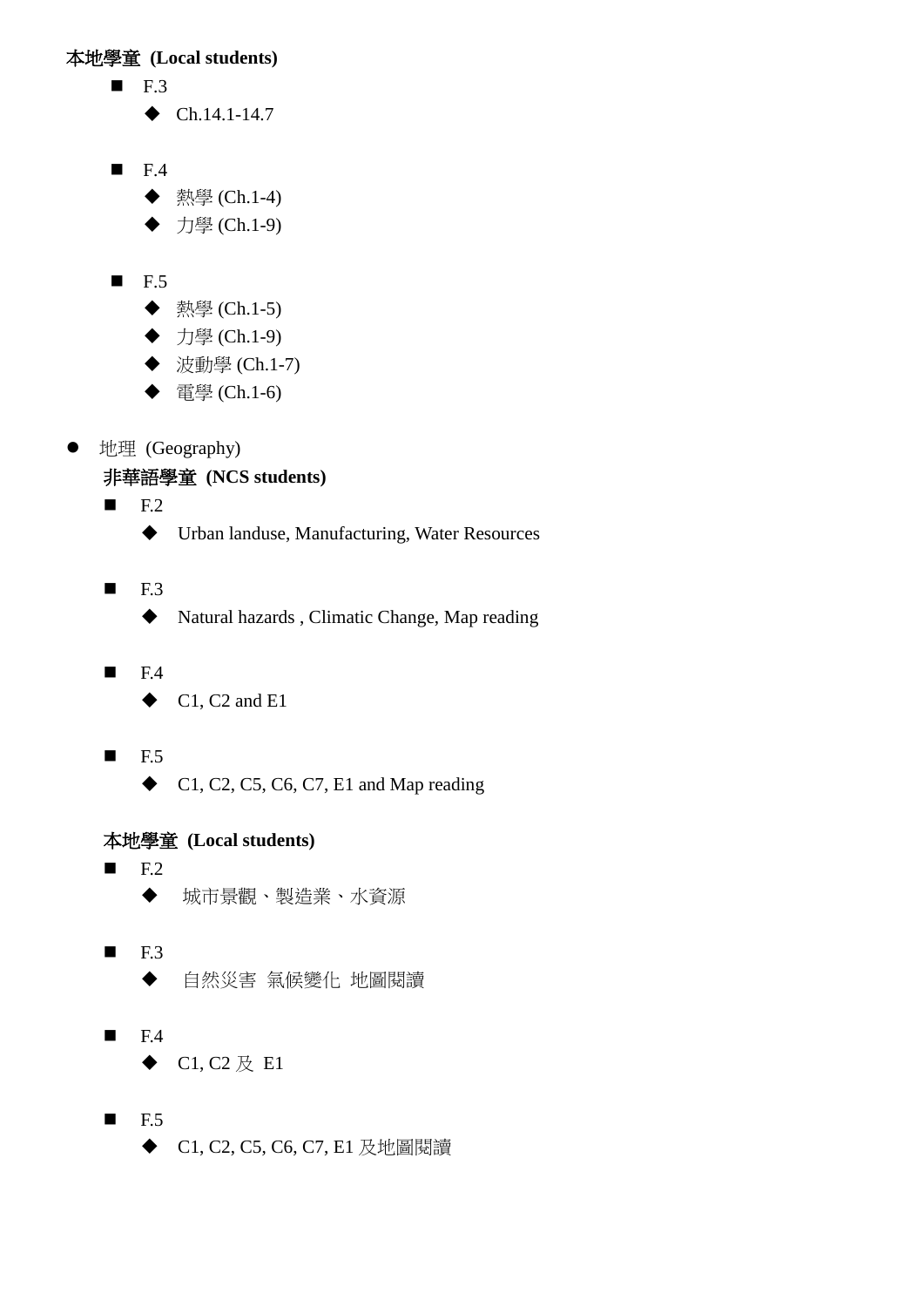**本地學童 (Local students)**

- F.3
    - Ch.14.1-14.7

- F.4
    - 熱學 (Ch.1-4)
    - 力學 (Ch.1-9)

- F.5
    - 熱學 (Ch.1-5)
    - 力學 (Ch.1-9)
    - 波動學 (Ch.1-7)
    - 電學 (Ch.1-6)

- 地理 (Geography)

  **非華語學童 (NCS students)**

    - F.2
        - Urban landuse, Manufacturing, Water Resources

    - F.3
        - Natural hazards , Climatic Change, Map reading

    - F.4
        - C1, C2 and E1

    - F.5
        - C1, C2, C5, C6, C7, E1 and Map reading

  **本地學童 (Local students)**

    - F.2
        - 城市景觀、製造業、水資源

    - F.3
        - 自然災害 氣候變化 地圖閱讀

    - F.4
        - C1, C2 及 E1

    - F.5
        - C1, C2, C5, C6, C7, E1 及地圖閱讀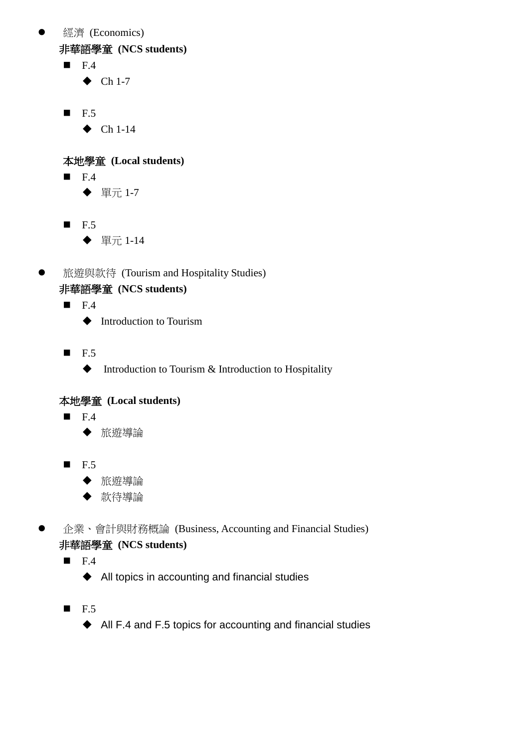- 經濟 (Economics)

  **非華語學童 (NCS students)**
  - F.4
    - Ch 1-7
  - F.5
    - Ch 1-14

  **本地學童 (Local students)**
  - F.4
    - 單元 1-7
  - F.5
    - 單元 1-14

- 旅遊與款待 (Tourism and Hospitality Studies)

  **非華語學童 (NCS students)**
  - F.4
    - Introduction to Tourism
  - F.5
    - Introduction to Tourism & Introduction to Hospitality

  **本地學童 (Local students)**
  - F.4
    - 旅遊導論
  - F.5
    - 旅遊導論
    - 款待導論

- 企業、會計與財務概論 (Business, Accounting and Financial Studies)

  **非華語學童 (NCS students)**
  - F.4
    - All topics in accounting and financial studies
  - F.5
    - All F.4 and F.5 topics for accounting and financial studies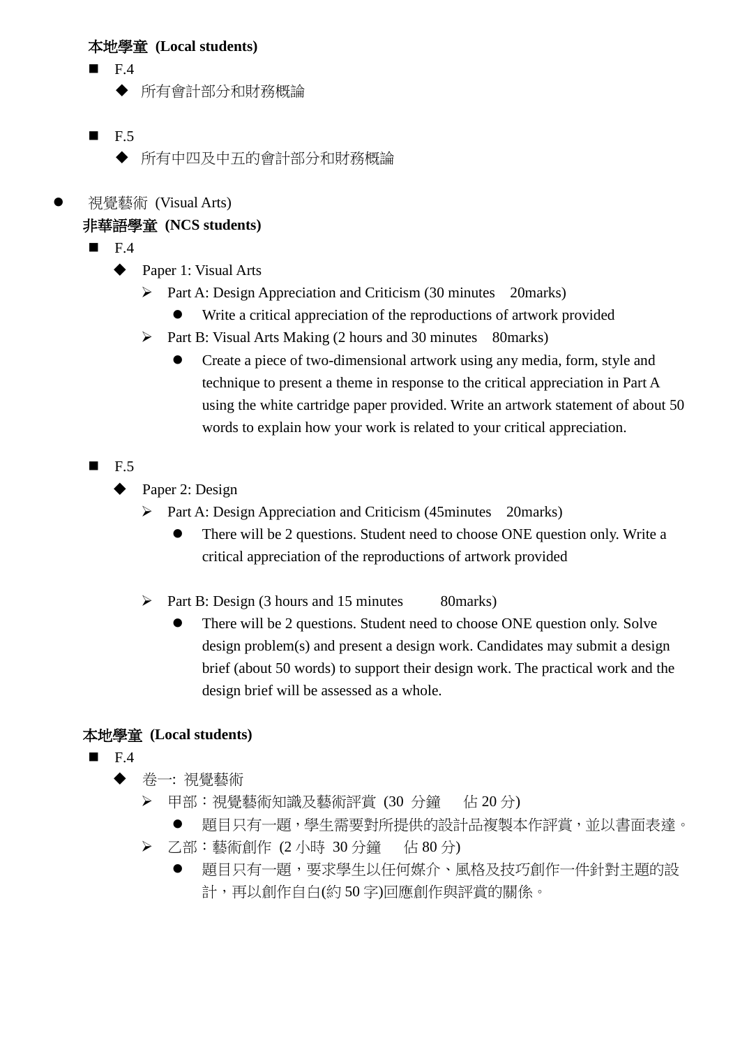**本地學童 (Local students)**

- F.4
  - 所有會計部分和財務概論

- F.5
  - 所有中四及中五的會計部分和財務概論

- 視覺藝術 (Visual Arts)

**非華語學童 (NCS students)**

- F.4
  - Paper 1: Visual Arts
    - Part A: Design Appreciation and Criticism (30 minutes 20marks)
      - Write a critical appreciation of the reproductions of artwork provided
    - Part B: Visual Arts Making (2 hours and 30 minutes 80marks)
      - Create a piece of two-dimensional artwork using any media, form, style and technique to present a theme in response to the critical appreciation in Part A using the white cartridge paper provided. Write an artwork statement of about 50 words to explain how your work is related to your critical appreciation.

- F.5
  - Paper 2: Design
    - Part A: Design Appreciation and Criticism (45minutes 20marks)
      - There will be 2 questions. Student need to choose ONE question only. Write a critical appreciation of the reproductions of artwork provided
    - Part B: Design (3 hours and 15 minutes 80marks)
      - There will be 2 questions. Student need to choose ONE question only. Solve design problem(s) and present a design work. Candidates may submit a design brief (about 50 words) to support their design work. The practical work and the design brief will be assessed as a whole.

**本地學童 (Local students)**

- F.4
  - 卷一: 視覺藝術
    - 甲部：視覺藝術知識及藝術評賞 (30 分鐘 佔 20 分)
      - 題目只有一題，學生需要對所提供的設計品複製本作評賞，並以書面表達。
    - 乙部：藝術創作 (2 小時 30 分鐘 佔 80 分)
      - 題目只有一題，要求學生以任何媒介、風格及技巧創作一件針對主題的設計，再以創作自白(約 50 字)回應創作與評賞的關係。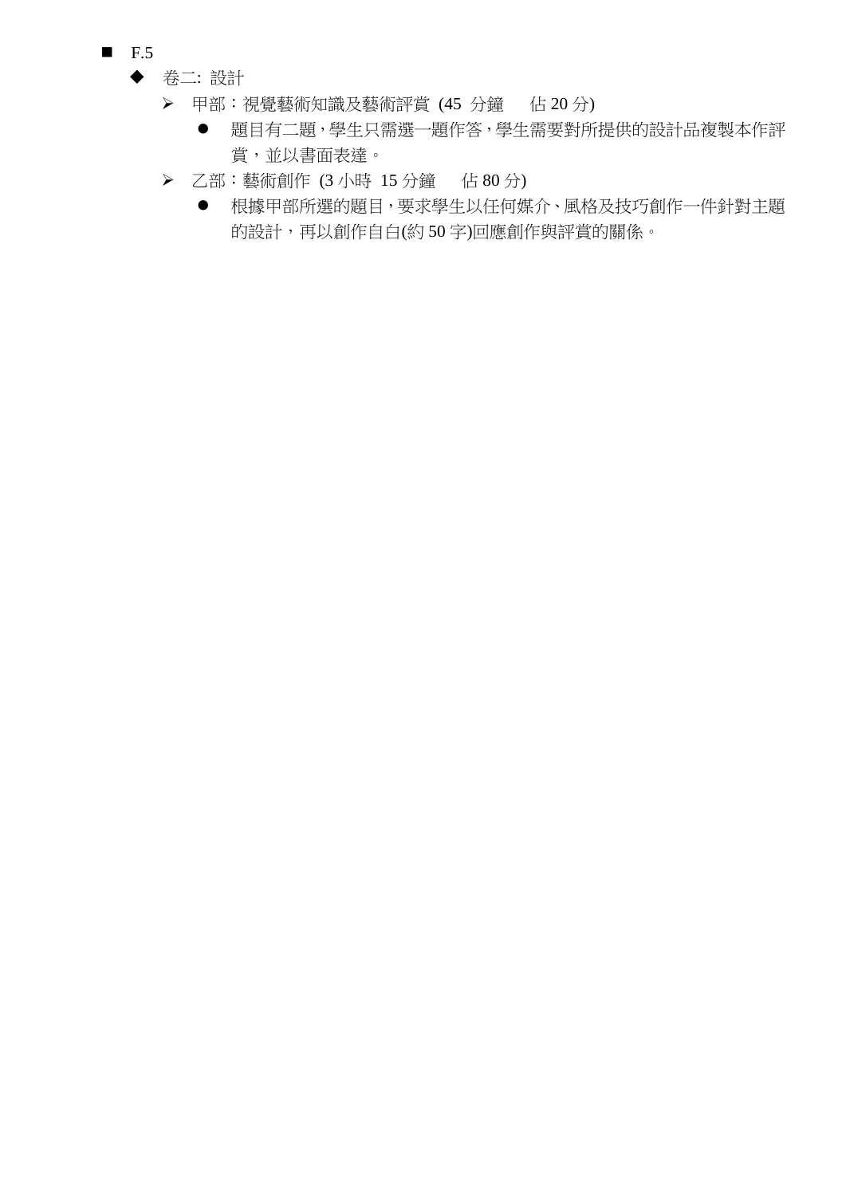- F.5
  - 卷二: 設計
    - 甲部：視覺藝術知識及藝術評賞 (45 分鐘　 佔 20 分)
      - 題目有二題，學生只需選一題作答，學生需要對所提供的設計品複製本作評賞，並以書面表達。
    - 乙部：藝術創作 (3 小時 15 分鐘　 佔 80 分)
      - 根據甲部所選的題目，要求學生以任何媒介、風格及技巧創作一件針對主題的設計，再以創作自白(約 50 字)回應創作與評賞的關係。